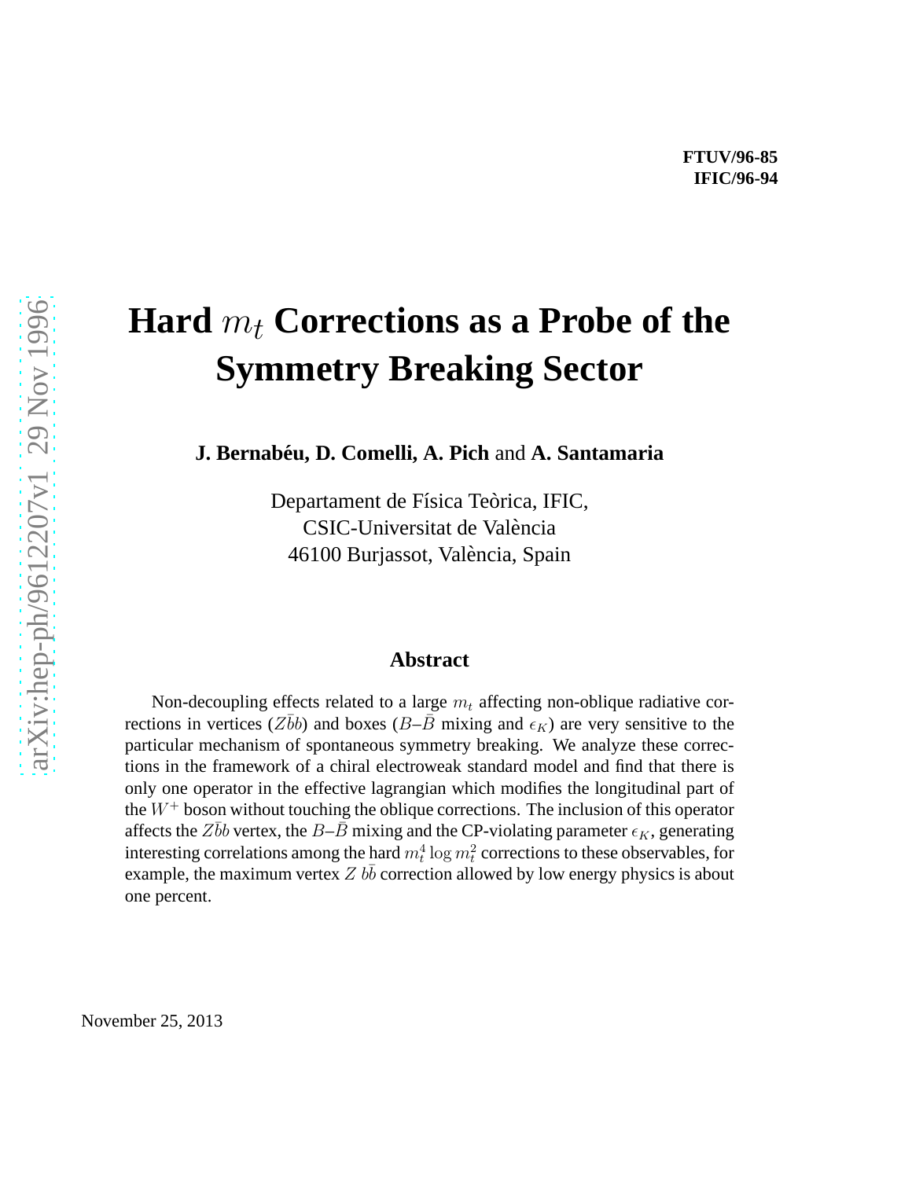FTUV/96-85
IFIC/96-94

# Hard $m_t$ Corrections as a Probe of the Symmetry Breaking Sector

**J. Bernabéu, D. Comelli, A. Pich** and **A. Santamaria**

Departament de Física Teòrica, IFIC,
CSIC-Universitat de València
46100 Burjassot, València, Spain

### Abstract

Non-decoupling effects related to a large $m_t$ affecting non-oblique radiative corrections in vertices ($Z\bar{b}b$) and boxes ($B$–$\bar{B}$ mixing and $\epsilon_K$) are very sensitive to the particular mechanism of spontaneous symmetry breaking. We analyze these corrections in the framework of a chiral electroweak standard model and find that there is only one operator in the effective lagrangian which modifies the longitudinal part of the $W^+$ boson without touching the oblique corrections. The inclusion of this operator affects the $Z\bar{b}b$ vertex, the $B$–$\bar{B}$ mixing and the CP-violating parameter $\epsilon_K$, generating interesting correlations among the hard $m_t^4 \log m_t^2$ corrections to these observables, for example, the maximum vertex $Z\, b\bar{b}$ correction allowed by low energy physics is about one percent.

November 25, 2013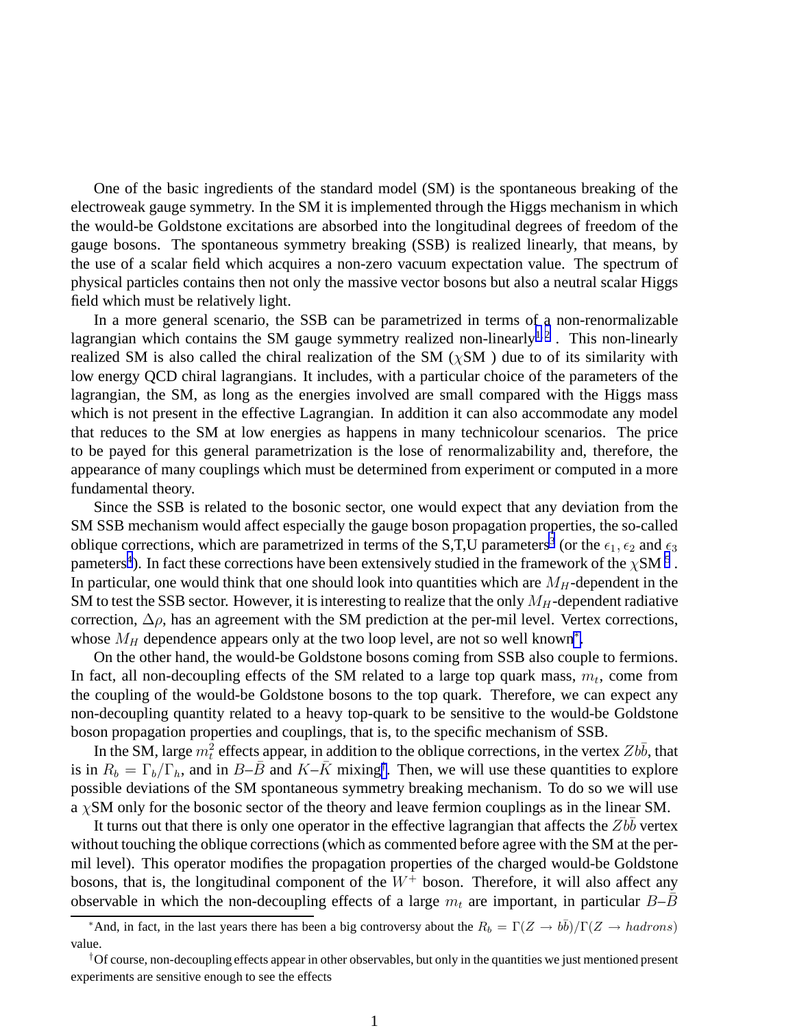One of the basic ingredients of the standard model (SM) is the spontaneous breaking of the electroweak gauge symmetry. In the SM it is implemented through the Higgs mechanism in which the would-be Goldstone excitations are absorbed into the longitudinal degrees of freedom of the gauge bosons. The spontaneous symmetry breaking (SSB) is realized linearly, that means, by the use of a scalar field which acquires a non-zero vacuum expectation value. The spectrum of physical particles contains then not only the massive vector bosons but also a neutral scalar Higgs field which must be relatively light.

In a more general scenario, the SSB can be parametrized in terms of a non-renormalizable lagrangian which contains the SM gauge symmetry realized non-linearly[1,2]. This non-linearly realized SM is also called the chiral realization of the SM ($\chi$SM ) due to of its similarity with low energy QCD chiral lagrangians. It includes, with a particular choice of the parameters of the lagrangian, the SM, as long as the energies involved are small compared with the Higgs mass which is not present in the effective Lagrangian. In addition it can also accommodate any model that reduces to the SM at low energies as happens in many technicolour scenarios. The price to be payed for this general parametrization is the lose of renormalizability and, therefore, the appearance of many couplings which must be determined from experiment or computed in a more fundamental theory.

Since the SSB is related to the bosonic sector, one would expect that any deviation from the SM SSB mechanism would affect especially the gauge boson propagation properties, the so-called oblique corrections, which are parametrized in terms of the S,T,U parameters[3] (or the $\epsilon_1, \epsilon_2$ and $\epsilon_3$ pameters[4]). In fact these corrections have been extensively studied in the framework of the $\chi$SM[5]. In particular, one would think that one should look into quantities which are $M_H$-dependent in the SM to test the SSB sector. However, it is interesting to realize that the only $M_H$-dependent radiative correction, $\Delta\rho$, has an agreement with the SM prediction at the per-mil level. Vertex corrections, whose $M_H$ dependence appears only at the two loop level, are not so well known[*].

On the other hand, the would-be Goldstone bosons coming from SSB also couple to fermions. In fact, all non-decoupling effects of the SM related to a large top quark mass, $m_t$, come from the coupling of the would-be Goldstone bosons to the top quark. Therefore, we can expect any non-decoupling quantity related to a heavy top-quark to be sensitive to the would-be Goldstone boson propagation properties and couplings, that is, to the specific mechanism of SSB.

In the SM, large $m_t^2$ effects appear, in addition to the oblique corrections, in the vertex $Zb\bar{b}$, that is in $R_b = \Gamma_b/\Gamma_h$, and in $B$–$\bar{B}$ and $K$–$\bar{K}$ mixing[†]. Then, we will use these quantities to explore possible deviations of the SM spontaneous symmetry breaking mechanism. To do so we will use a $\chi$SM only for the bosonic sector of the theory and leave fermion couplings as in the linear SM.

It turns out that there is only one operator in the effective lagrangian that affects the $Zb\bar{b}$ vertex without touching the oblique corrections (which as commented before agree with the SM at the per-mil level). This operator modifies the propagation properties of the charged would-be Goldstone bosons, that is, the longitudinal component of the $W^+$ boson. Therefore, it will also affect any observable in which the non-decoupling effects of a large $m_t$ are important, in particular $B$–$\bar{B}$

[*] And, in fact, in the last years there has been a big controversy about the $R_b = \Gamma(Z \to b\bar{b})/\Gamma(Z \to hadrons)$ value.

[†] Of course, non-decoupling effects appear in other observables, but only in the quantities we just mentioned present experiments are sensitive enough to see the effects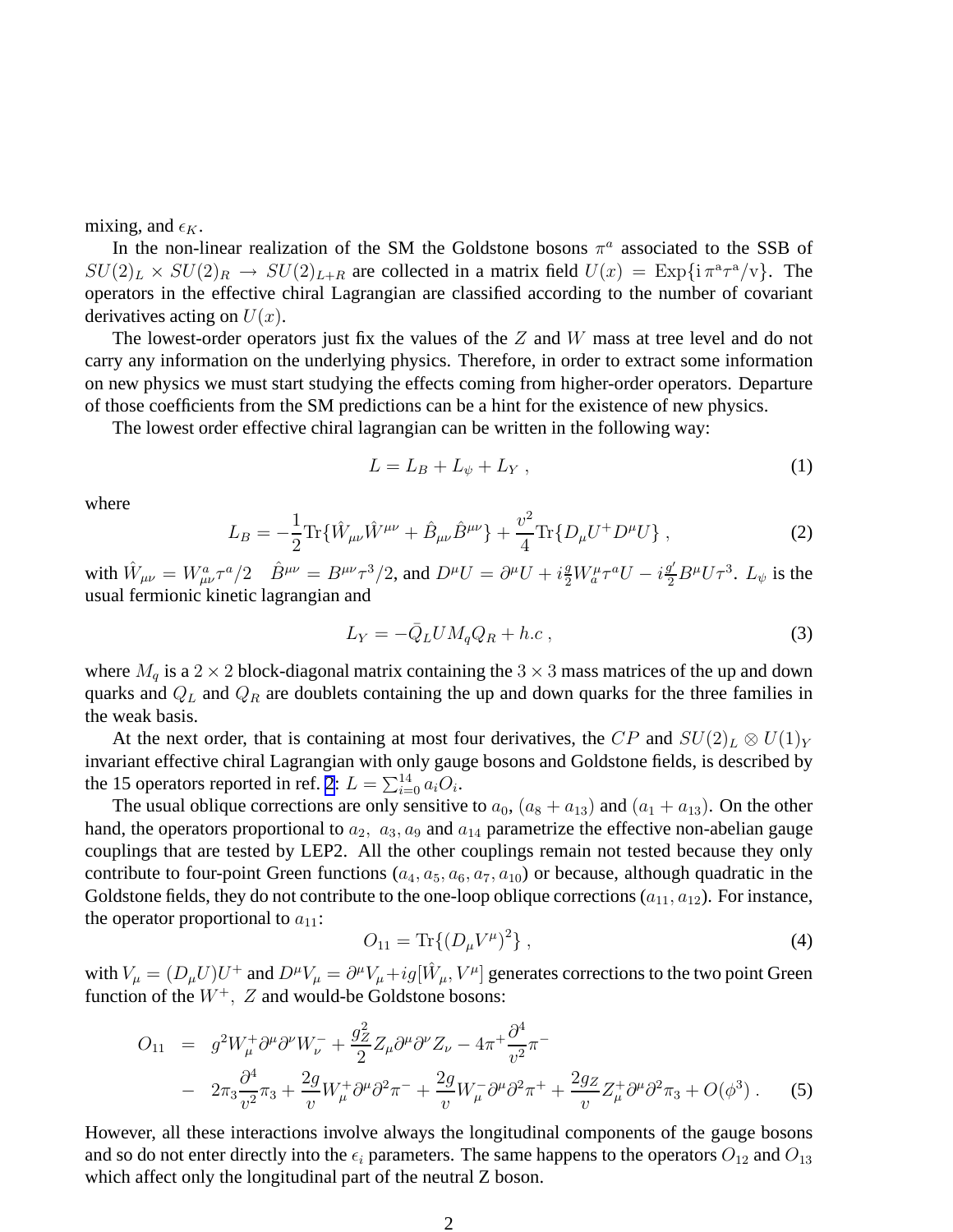mixing, and $\epsilon_K$.

In the non-linear realization of the SM the Goldstone bosons $\pi^a$ associated to the SSB of $SU(2)_L \times SU(2)_R \to SU(2)_{L+R}$ are collected in a matrix field $U(x) = \mathrm{Exp}\{\mathrm{i}\,\pi^a\tau^a/\mathrm{v}\}$. The operators in the effective chiral Lagrangian are classified according to the number of covariant derivatives acting on $U(x)$.

The lowest-order operators just fix the values of the $Z$ and $W$ mass at tree level and do not carry any information on the underlying physics. Therefore, in order to extract some information on new physics we must start studying the effects coming from higher-order operators. Departure of those coefficients from the SM predictions can be a hint for the existence of new physics.

The lowest order effective chiral lagrangian can be written in the following way:

$$L = L_B + L_\psi + L_Y \;, \tag{1}$$

where

$$L_B = -\frac{1}{2}\mathrm{Tr}\{\hat{W}_{\mu\nu}\hat{W}^{\mu\nu} + \hat{B}_{\mu\nu}\hat{B}^{\mu\nu}\} + \frac{v^2}{4}\mathrm{Tr}\{D_\mu U^+ D^\mu U\} \;, \tag{2}$$

with $\hat{W}_{\mu\nu} = W^a_{\mu\nu}\tau^a/2 \quad \hat{B}^{\mu\nu} = B^{\mu\nu}\tau^3/2$, and $D^\mu U = \partial^\mu U + i\frac{g}{2}W^\mu_a\tau^a U - i\frac{g'}{2}B^\mu U\tau^3$. $L_\psi$ is the usual fermionic kinetic lagrangian and

$$L_Y = -\bar{Q}_L U M_q Q_R + h.c \;, \tag{3}$$

where $M_q$ is a $2\times 2$ block-diagonal matrix containing the $3\times 3$ mass matrices of the up and down quarks and $Q_L$ and $Q_R$ are doublets containing the up and down quarks for the three families in the weak basis.

At the next order, that is containing at most four derivatives, the $CP$ and $SU(2)_L \otimes U(1)_Y$ invariant effective chiral Lagrangian with only gauge bosons and Goldstone fields, is described by the 15 operators reported in ref. [2]: $L = \sum_{i=0}^{14} a_i O_i$.

The usual oblique corrections are only sensitive to $a_0$, $(a_8 + a_{13})$ and $(a_1 + a_{13})$. On the other hand, the operators proportional to $a_2,\ a_3, a_9$ and $a_{14}$ parametrize the effective non-abelian gauge couplings that are tested by LEP2. All the other couplings remain not tested because they only contribute to four-point Green functions ($a_4, a_5, a_6, a_7, a_{10}$) or because, although quadratic in the Goldstone fields, they do not contribute to the one-loop oblique corrections ($a_{11}, a_{12}$). For instance, the operator proportional to $a_{11}$:

$$O_{11} = \mathrm{Tr}\{(D_\mu V^\mu)^2\} \;, \tag{4}$$

with $V_\mu = (D_\mu U)U^+$ and $D^\mu V_\mu = \partial^\mu V_\mu + ig[\hat{W}_\mu, V^\mu]$ generates corrections to the two point Green function of the $W^+,\ Z$ and would-be Goldstone bosons:

$$\begin{aligned} O_{11} &= g^2 W^+_\mu \partial^\mu\partial^\nu W^-_\nu + \frac{g_Z^2}{2} Z_\mu \partial^\mu\partial^\nu Z_\nu - 4\pi^+\frac{\partial^4}{v^2}\pi^- \\ &- 2\pi_3\frac{\partial^4}{v^2}\pi_3 + \frac{2g}{v}W^+_\mu\partial^\mu\partial^2\pi^- + \frac{2g}{v}W^-_\mu\partial^\mu\partial^2\pi^+ + \frac{2g_Z}{v}Z^+_\mu\partial^\mu\partial^2\pi_3 + O(\phi^3)\;. \end{aligned} \tag{5}$$

However, all these interactions involve always the longitudinal components of the gauge bosons and so do not enter directly into the $\epsilon_i$ parameters. The same happens to the operators $O_{12}$ and $O_{13}$ which affect only the longitudinal part of the neutral Z boson.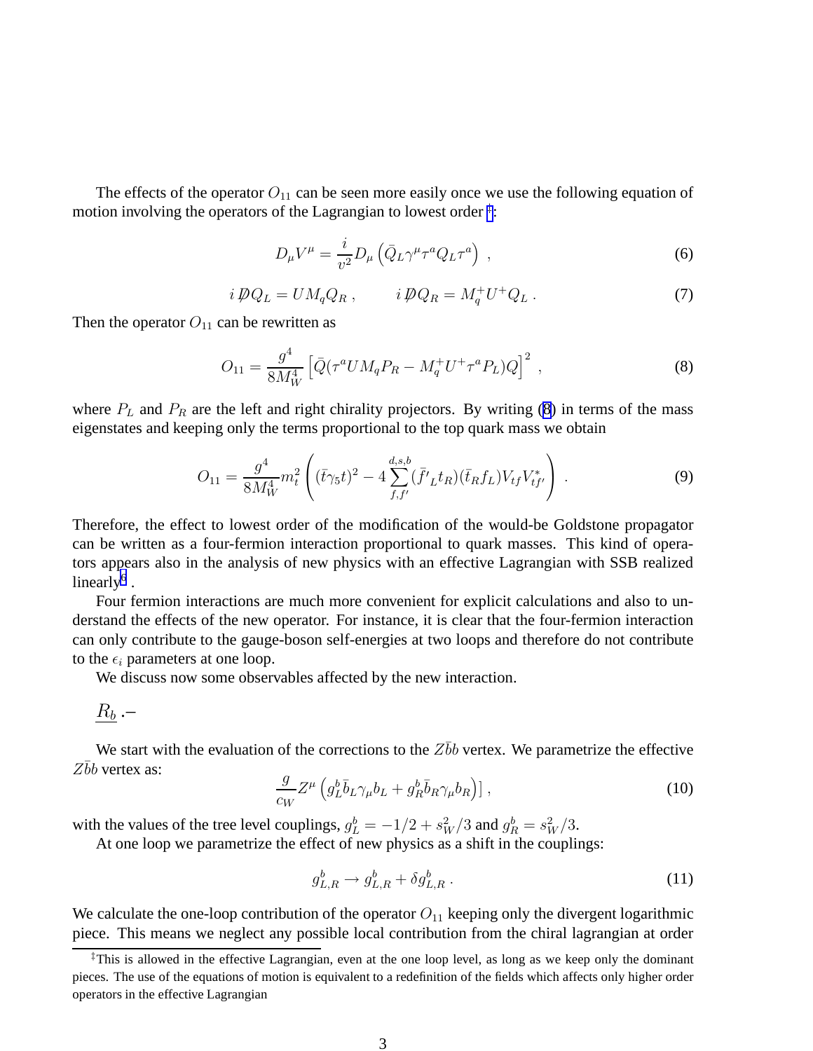The effects of the operator $O_{11}$ can be seen more easily once we use the following equation of motion involving the operators of the Lagrangian to lowest order [‡]:

$$D_\mu V^\mu = \frac{i}{v^2} D_\mu \left( \bar{Q}_L \gamma^\mu \tau^a Q_L \tau^a \right) \ , \tag{6}$$

$$i \not{D} Q_L = U M_q Q_R \ , \qquad i \not{D} Q_R = M_q^+ U^+ Q_L \ . \tag{7}$$

Then the operator $O_{11}$ can be rewritten as

$$O_{11} = \frac{g^4}{8 M_W^4} \left[ \bar{Q} (\tau^a U M_q P_R - M_q^+ U^+ \tau^a P_L) Q \right]^2 \ , \tag{8}$$

where $P_L$ and $P_R$ are the left and right chirality projectors. By writing (8) in terms of the mass eigenstates and keeping only the terms proportional to the top quark mass we obtain

$$O_{11} = \frac{g^4}{8 M_W^4} m_t^2 \left( (\bar{t} \gamma_5 t)^2 - 4 \sum_{f,f'}^{d,s,b} (\bar{f'}_L t_R)(\bar{t}_R f_L) V_{tf} V_{tf'}^* \right) \ . \tag{9}$$

Therefore, the effect to lowest order of the modification of the would-be Goldstone propagator can be written as a four-fermion interaction proportional to quark masses. This kind of operators appears also in the analysis of new physics with an effective Lagrangian with SSB realized linearly[6] .

Four fermion interactions are much more convenient for explicit calculations and also to understand the effects of the new operator. For instance, it is clear that the four-fermion interaction can only contribute to the gauge-boson self-energies at two loops and therefore do not contribute to the $\epsilon_i$ parameters at one loop.

We discuss now some observables affected by the new interaction.

$\underline{R_b}$ .–

We start with the evaluation of the corrections to the $Z\bar{b}b$ vertex. We parametrize the effective $Z\bar{b}b$ vertex as:

$$\frac{g}{c_W} Z^\mu \left( g_L^b \bar{b}_L \gamma_\mu b_L + g_R^b \bar{b}_R \gamma_\mu b_R \right) ] \ , \tag{10}$$

with the values of the tree level couplings, $g_L^b = -1/2 + s_W^2/3$ and $g_R^b = s_W^2/3$.

At one loop we parametrize the effect of new physics as a shift in the couplings:

$$g_{L,R}^b \rightarrow g_{L,R}^b + \delta g_{L,R}^b \ . \tag{11}$$

We calculate the one-loop contribution of the operator $O_{11}$ keeping only the divergent logarithmic piece. This means we neglect any possible local contribution from the chiral lagrangian at order

---

[‡] This is allowed in the effective Lagrangian, even at the one loop level, as long as we keep only the dominant pieces. The use of the equations of motion is equivalent to a redefinition of the fields which affects only higher order operators in the effective Lagrangian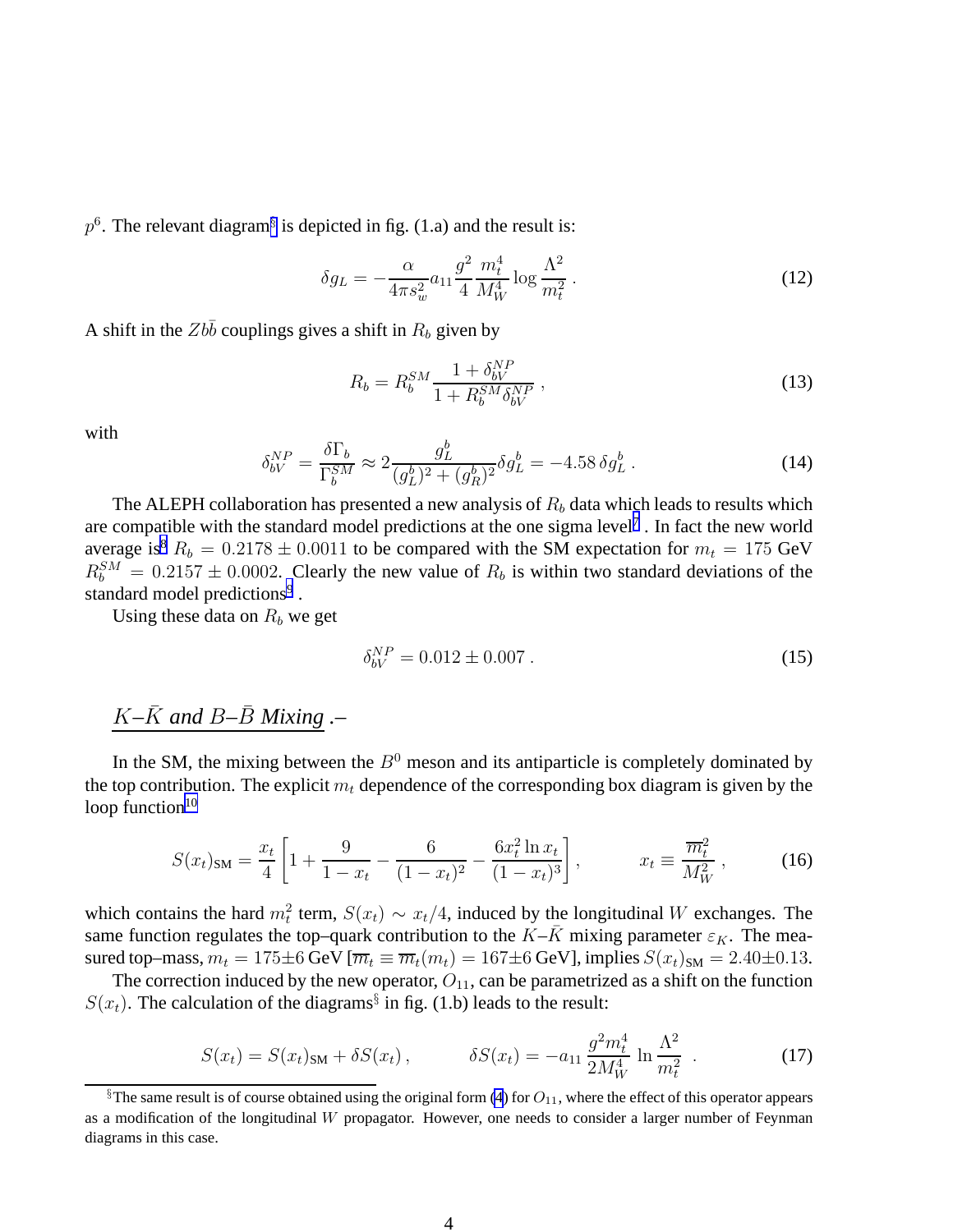$p^6$. The relevant diagram§ is depicted in fig. (1.a) and the result is:

$$\delta g_L = -\frac{\alpha}{4\pi s_w^2} a_{11} \frac{g^2}{4} \frac{m_t^4}{M_W^4} \log \frac{\Lambda^2}{m_t^2} \,. \tag{12}$$

A shift in the $Zb\bar{b}$ couplings gives a shift in $R_b$ given by

$$R_b = R_b^{SM} \frac{1 + \delta_{bV}^{NP}}{1 + R_b^{SM} \delta_{bV}^{NP}} \,, \tag{13}$$

with

$$\delta_{bV}^{NP} = \frac{\delta\Gamma_b}{\Gamma_b^{SM}} \approx 2 \frac{g_L^b}{(g_L^b)^2 + (g_R^b)^2} \delta g_L^b = -4.58 \, \delta g_L^b \,. \tag{14}$$

The ALEPH collaboration has presented a new analysis of $R_b$ data which leads to results which are compatible with the standard model predictions at the one sigma level[7] . In fact the new world average is[8] $R_b = 0.2178 \pm 0.0011$ to be compared with the SM expectation for $m_t = 175$ GeV $R_b^{SM} = 0.2157 \pm 0.0002$. Clearly the new value of $R_b$ is within two standard deviations of the standard model predictions[9] .

Using these data on $R_b$ we get

$$\delta_{bV}^{NP} = 0.012 \pm 0.007 \,. \tag{15}$$

## <u>*$K$–$\bar{K}$ and $B$–$\bar{B}$ Mixing*</u> .–

In the SM, the mixing between the $B^0$ meson and its antiparticle is completely dominated by the top contribution. The explicit $m_t$ dependence of the corresponding box diagram is given by the loop function[10]

$$S(x_t)_{\rm SM} = \frac{x_t}{4} \left[ 1 + \frac{9}{1 - x_t} - \frac{6}{(1 - x_t)^2} - \frac{6 x_t^2 \ln x_t}{(1 - x_t)^3} \right] , \qquad x_t \equiv \frac{\overline{m}_t^2}{M_W^2} \,, \tag{16}$$

which contains the hard $m_t^2$ term, $S(x_t) \sim x_t/4$, induced by the longitudinal $W$ exchanges. The same function regulates the top–quark contribution to the $K$–$\bar{K}$ mixing parameter $\varepsilon_K$. The measured top–mass, $m_t = 175 \pm 6$ GeV [$\overline{m}_t \equiv \overline{m}_t(m_t) = 167 \pm 6$ GeV], implies $S(x_t)_{\rm SM} = 2.40 \pm 0.13$.

The correction induced by the new operator, $O_{11}$, can be parametrized as a shift on the function $S(x_t)$. The calculation of the diagrams§ in fig. (1.b) leads to the result:

$$S(x_t) = S(x_t)_{\rm SM} + \delta S(x_t) \,, \qquad \delta S(x_t) = -a_{11} \frac{g^2 m_t^4}{2 M_W^4} \ln \frac{\Lambda^2}{m_t^2} \,. \tag{17}$$

§The same result is of course obtained using the original form (4) for $O_{11}$, where the effect of this operator appears as a modification of the longitudinal $W$ propagator. However, one needs to consider a larger number of Feynman diagrams in this case.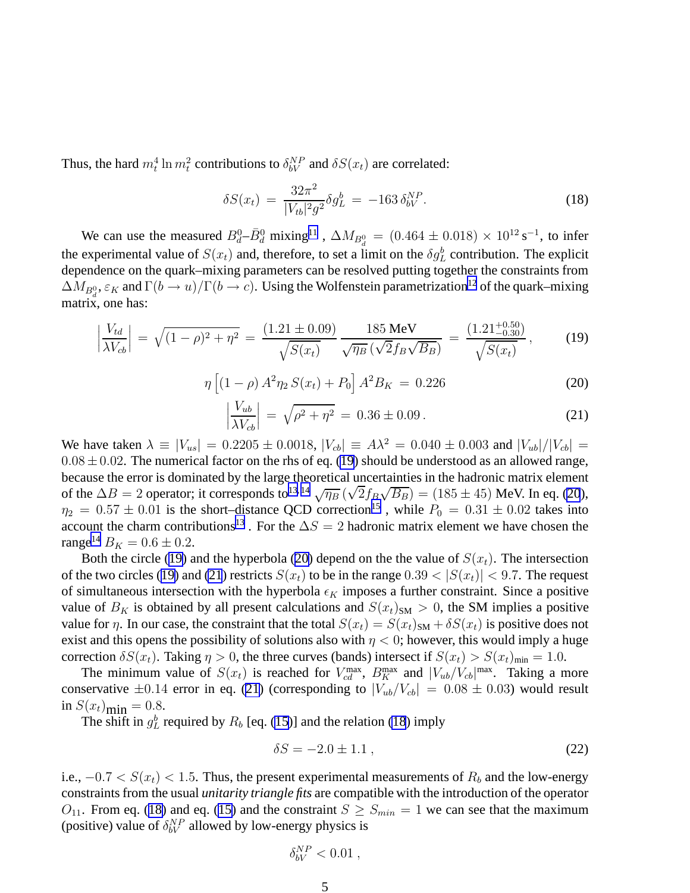Thus, the hard $m_t^4 \ln m_t^2$ contributions to $\delta_{bV}^{NP}$ and $\delta S(x_t)$ are correlated:

$$\delta S(x_t) \,=\, \frac{32\pi^2}{|V_{tb}|^2 g^2}\delta g_L^b \,=\, -163\,\delta_{bV}^{NP}. \tag{18}$$

We can use the measured $B_d^0$–$\bar{B}_d^0$ mixing[11], $\Delta M_{B_d^0} = (0.464 \pm 0.018) \times 10^{12}\,\mathrm{s}^{-1}$, to infer the experimental value of $S(x_t)$ and, therefore, to set a limit on the $\delta g_L^b$ contribution. The explicit dependence on the quark–mixing parameters can be resolved putting together the constraints from $\Delta M_{B_d^0}$, $\varepsilon_K$ and $\Gamma(b \to u)/\Gamma(b \to c)$. Using the Wolfenstein parametrization[12] of the quark–mixing matrix, one has:

$$\left|\frac{V_{td}}{\lambda V_{cb}}\right| \,=\, \sqrt{(1-\rho)^2+\eta^2} \,=\, \frac{(1.21 \pm 0.09)}{\sqrt{S(x_t)}}\,\frac{185\ \mathrm{MeV}}{\sqrt{\eta_B}\,(\sqrt{2}f_B\sqrt{B_B})} \,=\, \frac{(1.21^{+0.50}_{-0.30})}{\sqrt{S(x_t)}}\,, \tag{19}$$

$$\eta\left[(1-\rho)\,A^2\eta_2\,S(x_t) + P_0\right]A^2 B_K \,=\, 0.226 \tag{20}$$

$$\left|\frac{V_{ub}}{\lambda V_{cb}}\right| \,=\, \sqrt{\rho^2+\eta^2} \,=\, 0.36 \pm 0.09\,. \tag{21}$$

We have taken $\lambda \equiv |V_{us}| = 0.2205 \pm 0.0018$, $|V_{cb}| \equiv A\lambda^2 = 0.040 \pm 0.003$ and $|V_{ub}|/|V_{cb}| = 0.08 \pm 0.02$. The numerical factor on the rhs of eq. (19) should be understood as an allowed range, because the error is dominated by the large theoretical uncertainties in the hadronic matrix element of the $\Delta B = 2$ operator; it corresponds to[13,14] $\sqrt{\eta_B}\,(\sqrt{2}f_B\sqrt{B_B}) = (185 \pm 45)$ MeV. In eq. (20), $\eta_2 = 0.57 \pm 0.01$ is the short–distance QCD correction[15], while $P_0 = 0.31 \pm 0.02$ takes into account the charm contributions[13]. For the $\Delta S = 2$ hadronic matrix element we have chosen the range[14] $B_K = 0.6 \pm 0.2$.

Both the circle (19) and the hyperbola (20) depend on the the value of $S(x_t)$. The intersection of the two circles (19) and (21) restricts $S(x_t)$ to be in the range $0.39 < |S(x_t)| < 9.7$. The request of simultaneous intersection with the hyperbola $\epsilon_K$ imposes a further constraint. Since a positive value of $B_K$ is obtained by all present calculations and $S(x_t)_{\mathrm{SM}} > 0$, the SM implies a positive value for $\eta$. In our case, the constraint that the total $S(x_t) = S(x_t)_{\mathrm{SM}} + \delta S(x_t)$ is positive does not exist and this opens the possibility of solutions also with $\eta < 0$; however, this would imply a huge correction $\delta S(x_t)$. Taking $\eta > 0$, the three curves (bands) intersect if $S(x_t) > S(x_t)_{\mathrm{min}} = 1.0$.

The minimum value of $S(x_t)$ is reached for $V_{cd}^{\mathrm{max}}$, $B_K^{\mathrm{max}}$ and $|V_{ub}/V_{cb}|^{\mathrm{max}}$. Taking a more conservative $\pm 0.14$ error in eq. (21) (corresponding to $|V_{ub}/V_{cb}| = 0.08 \pm 0.03$) would result in $S(x_t)_{\mathrm{min}} = 0.8$.

The shift in $g_L^b$ required by $R_b$ [eq. (15)] and the relation (18) imply

$$\delta S = -2.0 \pm 1.1\,, \tag{22}$$

i.e., $-0.7 < S(x_t) < 1.5$. Thus, the present experimental measurements of $R_b$ and the low-energy constraints from the usual *unitarity triangle fits* are compatible with the introduction of the operator $O_{11}$. From eq. (18) and eq. (15) and the constraint $S \geq S_{min} = 1$ we can see that the maximum (positive) value of $\delta_{bV}^{NP}$ allowed by low-energy physics is

$$\delta_{bV}^{NP} < 0.01\,,$$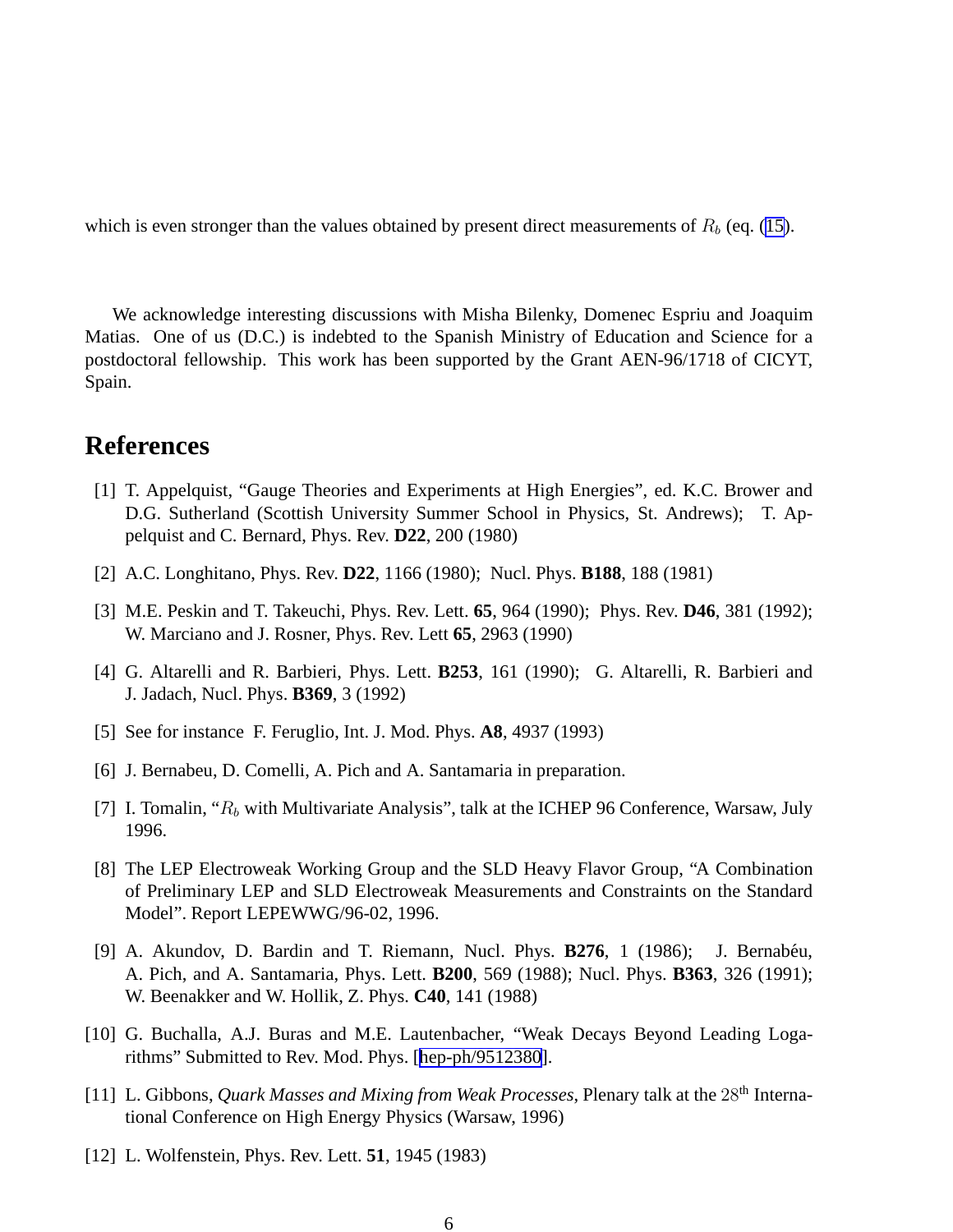which is even stronger than the values obtained by present direct measurements of $R_b$ (eq. (15)).

We acknowledge interesting discussions with Misha Bilenky, Domenec Espriu and Joaquim Matias. One of us (D.C.) is indebted to the Spanish Ministry of Education and Science for a postdoctoral fellowship. This work has been supported by the Grant AEN-96/1718 of CICYT, Spain.

# References

[1] T. Appelquist, "Gauge Theories and Experiments at High Energies", ed. K.C. Brower and D.G. Sutherland (Scottish University Summer School in Physics, St. Andrews); T. Appelquist and C. Bernard, Phys. Rev. **D22**, 200 (1980)

[2] A.C. Longhitano, Phys. Rev. **D22**, 1166 (1980); Nucl. Phys. **B188**, 188 (1981)

[3] M.E. Peskin and T. Takeuchi, Phys. Rev. Lett. **65**, 964 (1990); Phys. Rev. **D46**, 381 (1992); W. Marciano and J. Rosner, Phys. Rev. Lett **65**, 2963 (1990)

[4] G. Altarelli and R. Barbieri, Phys. Lett. **B253**, 161 (1990); G. Altarelli, R. Barbieri and J. Jadach, Nucl. Phys. **B369**, 3 (1992)

[5] See for instance F. Feruglio, Int. J. Mod. Phys. **A8**, 4937 (1993)

[6] J. Bernabeu, D. Comelli, A. Pich and A. Santamaria in preparation.

[7] I. Tomalin, "$R_b$ with Multivariate Analysis", talk at the ICHEP 96 Conference, Warsaw, July 1996.

[8] The LEP Electroweak Working Group and the SLD Heavy Flavor Group, "A Combination of Preliminary LEP and SLD Electroweak Measurements and Constraints on the Standard Model". Report LEPEWWG/96-02, 1996.

[9] A. Akundov, D. Bardin and T. Riemann, Nucl. Phys. **B276**, 1 (1986); J. Bernabéu, A. Pich, and A. Santamaria, Phys. Lett. **B200**, 569 (1988); Nucl. Phys. **B363**, 326 (1991); W. Beenakker and W. Hollik, Z. Phys. **C40**, 141 (1988)

[10] G. Buchalla, A.J. Buras and M.E. Lautenbacher, "Weak Decays Beyond Leading Logarithms" Submitted to Rev. Mod. Phys. [hep-ph/9512380].

[11] L. Gibbons, *Quark Masses and Mixing from Weak Processes*, Plenary talk at the $28^{\text{th}}$ International Conference on High Energy Physics (Warsaw, 1996)

[12] L. Wolfenstein, Phys. Rev. Lett. **51**, 1945 (1983)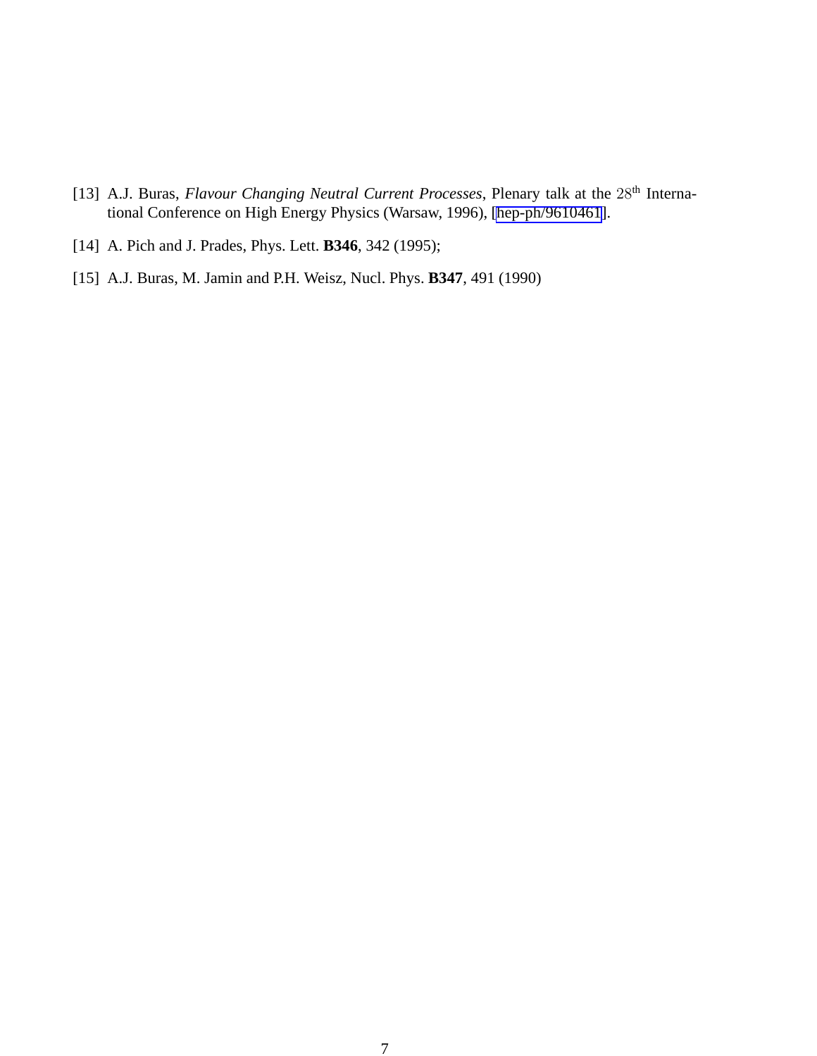[13] A.J. Buras, *Flavour Changing Neutral Current Processes*, Plenary talk at the $28^{\rm th}$ International Conference on High Energy Physics (Warsaw, 1996), [hep-ph/9610461].

[14] A. Pich and J. Prades, Phys. Lett. **B346**, 342 (1995);

[15] A.J. Buras, M. Jamin and P.H. Weisz, Nucl. Phys. **B347**, 491 (1990)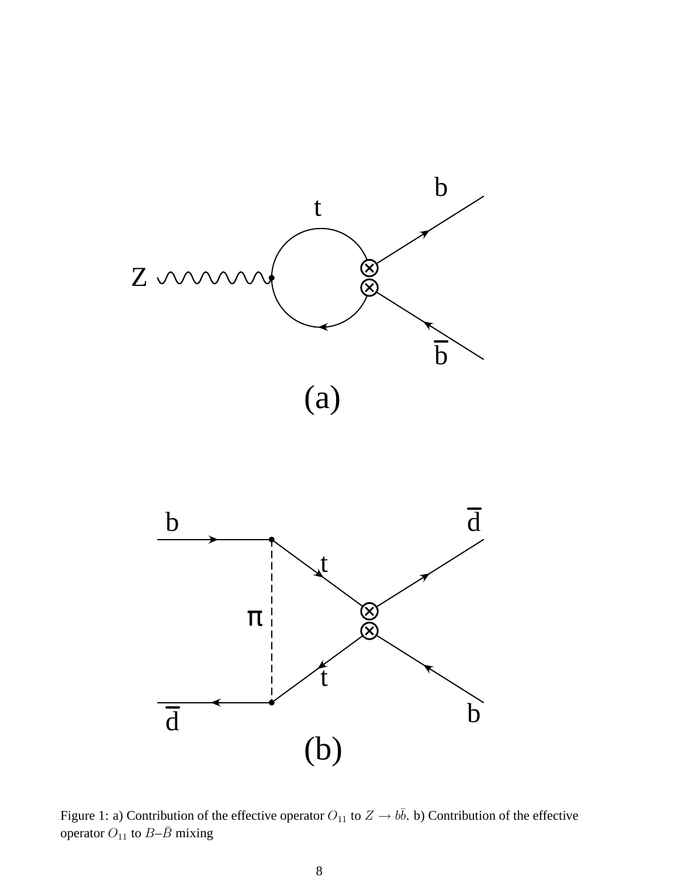b

t

Z

b̄

(a)

b

d̄

t

π

t

b

d̄

(b)

Figure 1: a) Contribution of the effective operator $O_{11}$ to $Z \rightarrow b\bar{b}$. b) Contribution of the effective operator $O_{11}$ to $B$–$\bar{B}$ mixing